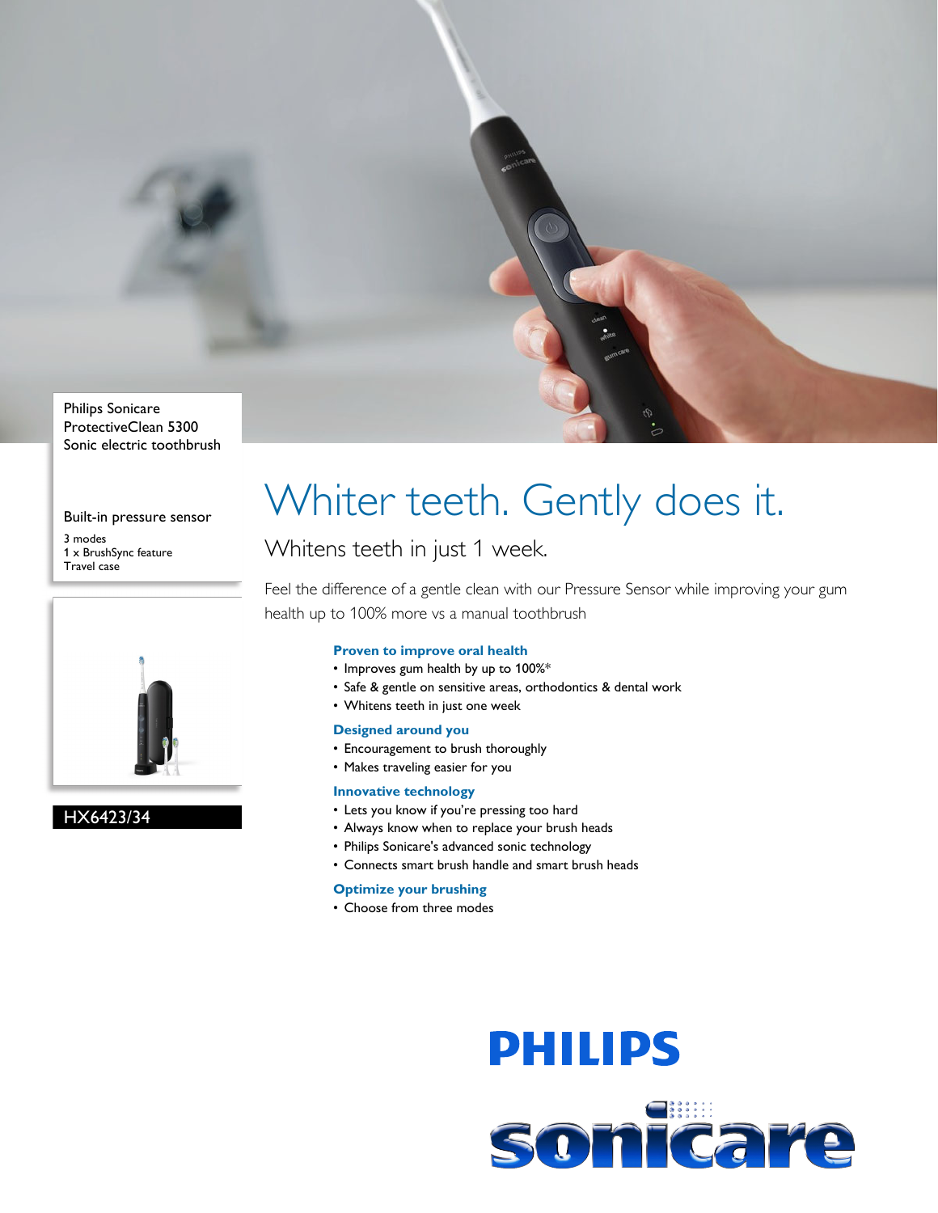Philips Sonicare
ProtectiveClean 5300
Sonic electric toothbrush

Built-in pressure sensor

3 modes
1 x BrushSync feature
Travel case

HX6423/34

# Whiter teeth. Gently does it.

## Whitens teeth in just 1 week.

Feel the difference of a gentle clean with our Pressure Sensor while improving your gum health up to 100% more vs a manual toothbrush

### Proven to improve oral health

- Improves gum health by up to 100%*
- Safe & gentle on sensitive areas, orthodontics & dental work
- Whitens teeth in just one week

### Designed around you

- Encouragement to brush thoroughly
- Makes traveling easier for you

### Innovative technology

- Lets you know if you're pressing too hard
- Always know when to replace your brush heads
- Philips Sonicare's advanced sonic technology
- Connects smart brush handle and smart brush heads

### Optimize your brushing

- Choose from three modes

PHILIPS

sonicare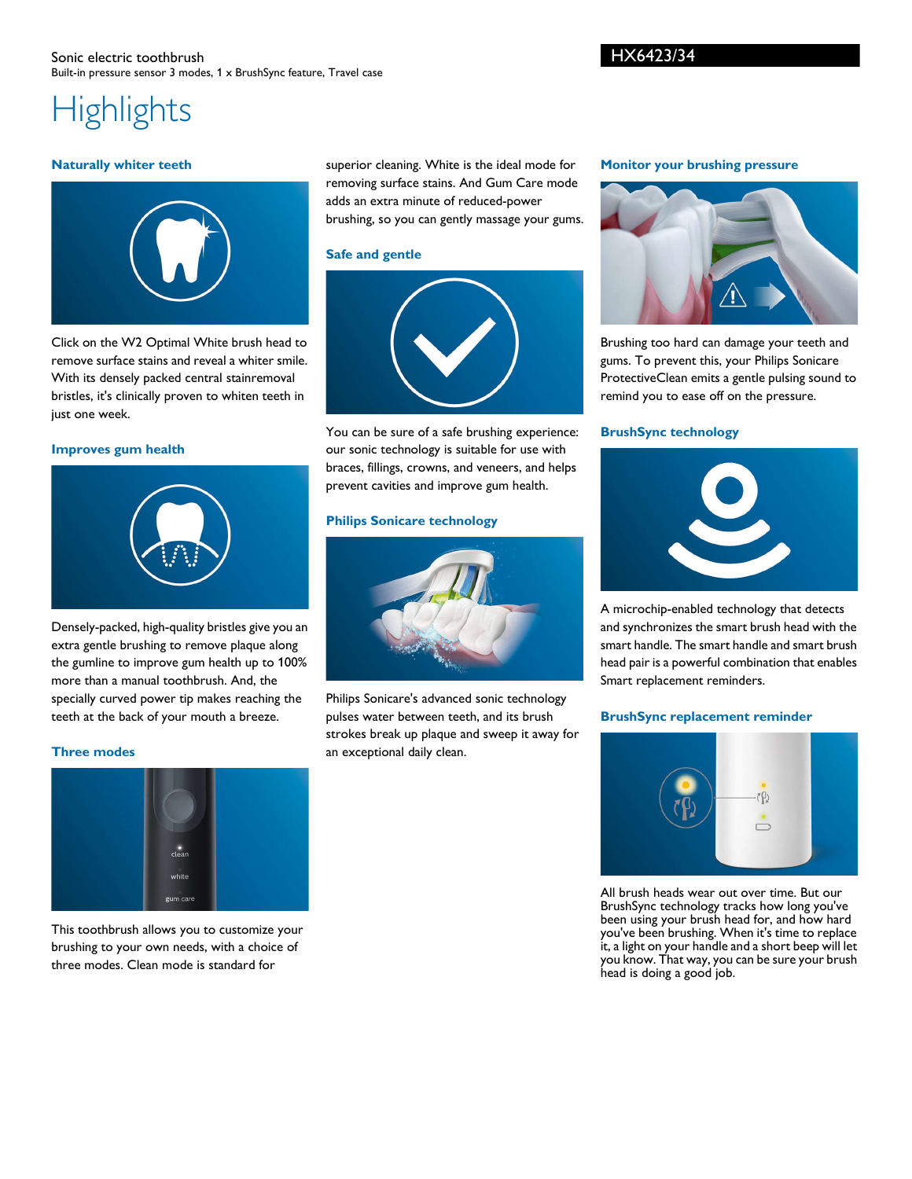Sonic electric toothbrush
Built-in pressure sensor 3 modes, 1 x BrushSync feature, Travel case

HX6423/34

# Highlights

### Naturally whiter teeth

Click on the W2 Optimal White brush head to remove surface stains and reveal a whiter smile. With its densely packed central stainremoval bristles, it's clinically proven to whiten teeth in just one week.

### Improves gum health

Densely-packed, high-quality bristles give you an extra gentle brushing to remove plaque along the gumline to improve gum health up to 100% more than a manual toothbrush. And, the specially curved power tip makes reaching the teeth at the back of your mouth a breeze.

### Three modes

This toothbrush allows you to customize your brushing to your own needs, with a choice of three modes. Clean mode is standard for superior cleaning. White is the ideal mode for removing surface stains. And Gum Care mode adds an extra minute of reduced-power brushing, so you can gently massage your gums.

### Safe and gentle

You can be sure of a safe brushing experience: our sonic technology is suitable for use with braces, fillings, crowns, and veneers, and helps prevent cavities and improve gum health.

### Philips Sonicare technology

Philips Sonicare's advanced sonic technology pulses water between teeth, and its brush strokes break up plaque and sweep it away for an exceptional daily clean.

### Monitor your brushing pressure

Brushing too hard can damage your teeth and gums. To prevent this, your Philips Sonicare ProtectiveClean emits a gentle pulsing sound to remind you to ease off on the pressure.

### BrushSync technology

A microchip-enabled technology that detects and synchronizes the smart brush head with the smart handle. The smart handle and smart brush head pair is a powerful combination that enables Smart replacement reminders.

### BrushSync replacement reminder

All brush heads wear out over time. But our BrushSync technology tracks how long you've been using your brush head for, and how hard you've been brushing. When it's time to replace it, a light on your handle and a short beep will let you know. That way, you can be sure your brush head is doing a good job.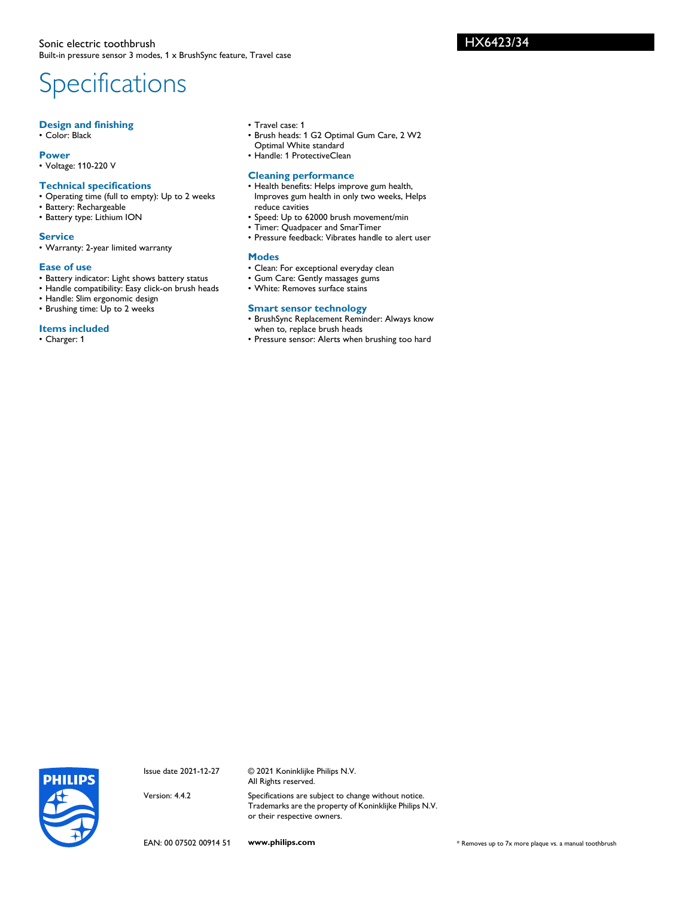Sonic electric toothbrush
Built-in pressure sensor 3 modes, 1 x BrushSync feature, Travel case

HX6423/34

# Specifications

### Design and finishing
- Color: Black

### Power
- Voltage: 110-220 V

### Technical specifications
- Operating time (full to empty): Up to 2 weeks
- Battery: Rechargeable
- Battery type: Lithium ION

### Service
- Warranty: 2-year limited warranty

### Ease of use
- Battery indicator: Light shows battery status
- Handle compatibility: Easy click-on brush heads
- Handle: Slim ergonomic design
- Brushing time: Up to 2 weeks

### Items included
- Charger: 1
- Travel case: 1
- Brush heads: 1 G2 Optimal Gum Care, 2 W2 Optimal White standard
- Handle: 1 ProtectiveClean

### Cleaning performance
- Health benefits: Helps improve gum health, Improves gum health in only two weeks, Helps reduce cavities
- Speed: Up to 62000 brush movement/min
- Timer: Quadpacer and SmarTimer
- Pressure feedback: Vibrates handle to alert user

### Modes
- Clean: For exceptional everyday clean
- Gum Care: Gently massages gums
- White: Removes surface stains

### Smart sensor technology
- BrushSync Replacement Reminder: Always know when to, replace brush heads
- Pressure sensor: Alerts when brushing too hard

Issue date 2021-12-27

Version: 4.4.2

EAN: 00 07502 00914 51

© 2021 Koninklijke Philips N.V.
All Rights reserved.

Specifications are subject to change without notice. Trademarks are the property of Koninklijke Philips N.V. or their respective owners.

**www.philips.com**

* Removes up to 7x more plaque vs. a manual toothbrush